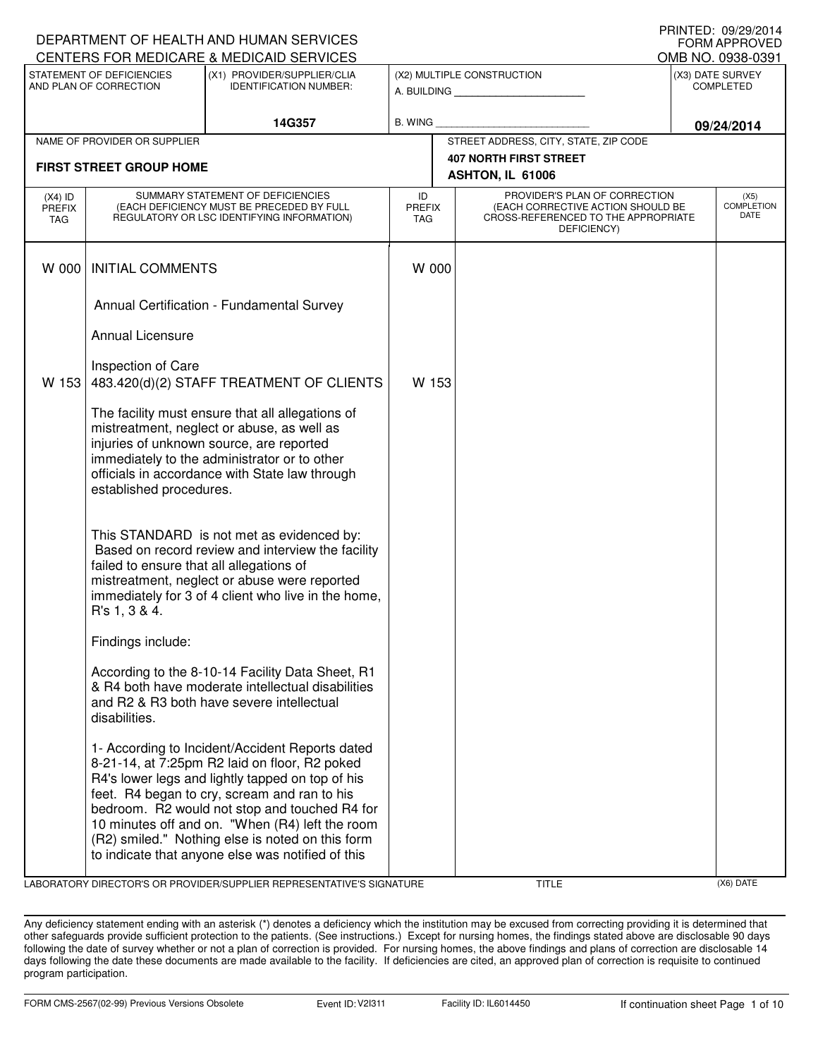DEPARTMENT OF HEALTH AND HUMAN SERVICES
CENTERS FOR MEDICARE & MEDICAID SERVICES

PRINTED: 09/29/2014
FORM APPROVED
OMB NO. 0938-0391

| STATEMENT OF DEFICIENCIES AND PLAN OF CORRECTION | (X1) PROVIDER/SUPPLIER/CLIA IDENTIFICATION NUMBER: | (X2) MULTIPLE CONSTRUCTION | (X3) DATE SURVEY COMPLETED |
|---|---|---|---|
| | 14G357 | A. BUILDING ______ B. WING ______ | 09/24/2014 |

| NAME OF PROVIDER OR SUPPLIER | STREET ADDRESS, CITY, STATE, ZIP CODE |
|---|---|
| FIRST STREET GROUP HOME | 407 NORTH FIRST STREET ASHTON, IL 61006 |

| (X4) ID PREFIX TAG | SUMMARY STATEMENT OF DEFICIENCIES (EACH DEFICIENCY MUST BE PRECEDED BY FULL REGULATORY OR LSC IDENTIFYING INFORMATION) | ID PREFIX TAG | PROVIDER'S PLAN OF CORRECTION (EACH CORRECTIVE ACTION SHOULD BE CROSS-REFERENCED TO THE APPROPRIATE DEFICIENCY) | (X5) COMPLETION DATE |
|---|---|---|---|---|
| W 000 | INITIAL COMMENTS<br><br>Annual Certification - Fundamental Survey<br><br>Annual Licensure<br><br>Inspection of Care | W 000 | | |
| W 153 | 483.420(d)(2) STAFF TREATMENT OF CLIENTS<br><br>The facility must ensure that all allegations of mistreatment, neglect or abuse, as well as injuries of unknown source, are reported immediately to the administrator or to other officials in accordance with State law through established procedures.<br><br>This STANDARD is not met as evidenced by:<br>Based on record review and interview the facility failed to ensure that all allegations of mistreatment, neglect or abuse were reported immediately for 3 of 4 client who live in the home, R's 1, 3 & 4.<br><br>Findings include:<br><br>According to the 8-10-14 Facility Data Sheet, R1 & R4 both have moderate intellectual disabilities and R2 & R3 both have severe intellectual disabilities.<br><br>1- According to Incident/Accident Reports dated 8-21-14, at 7:25pm R2 laid on floor, R2 poked R4's lower legs and lightly tapped on top of his feet. R4 began to cry, scream and ran to his bedroom. R2 would not stop and touched R4 for 10 minutes off and on. "When (R4) left the room (R2) smiled." Nothing else is noted on this form to indicate that anyone else was notified of this | W 153 | | |

LABORATORY DIRECTOR'S OR PROVIDER/SUPPLIER REPRESENTATIVE'S SIGNATURE | TITLE | (X6) DATE

Any deficiency statement ending with an asterisk (*) denotes a deficiency which the institution may be excused from correcting providing it is determined that other safeguards provide sufficient protection to the patients. (See instructions.) Except for nursing homes, the findings stated above are disclosable 90 days following the date of survey whether or not a plan of correction is provided. For nursing homes, the above findings and plans of correction are disclosable 14 days following the date these documents are made available to the facility. If deficiencies are cited, an approved plan of correction is requisite to continued program participation.

FORM CMS-2567(02-99) Previous Versions Obsolete | Event ID: V2I311 | Facility ID: IL6014450 | If continuation sheet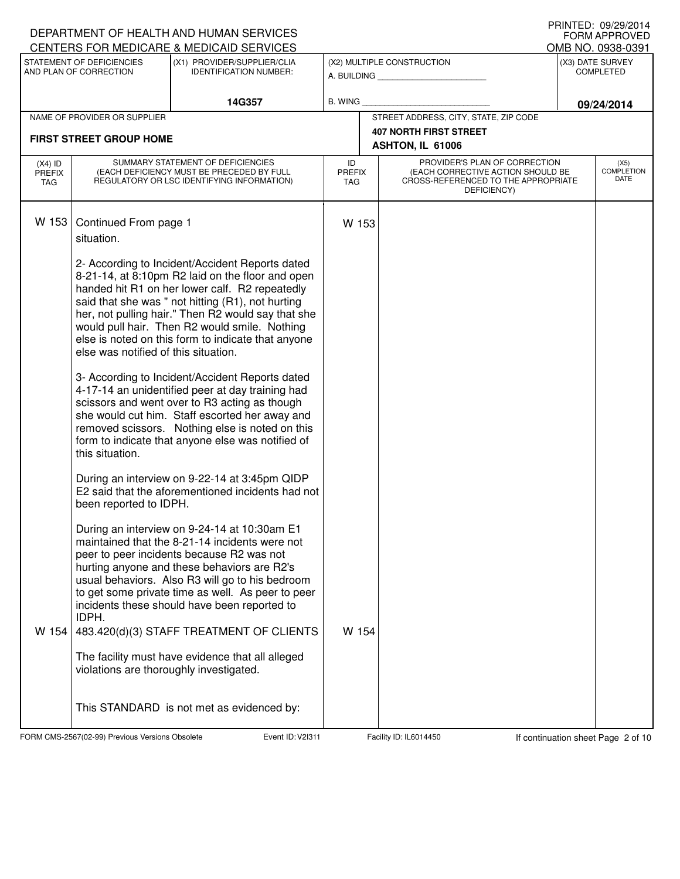DEPARTMENT OF HEALTH AND HUMAN SERVICES
CENTERS FOR MEDICARE & MEDICAID SERVICES

PRINTED: 09/29/2014
FORM APPROVED
OMB NO. 0938-0391

| STATEMENT OF DEFICIENCIES AND PLAN OF CORRECTION | (X1) PROVIDER/SUPPLIER/CLIA IDENTIFICATION NUMBER: | (X2) MULTIPLE CONSTRUCTION | (X3) DATE SURVEY COMPLETED |
|---|---|---|---|
| | 14G357 | A. BUILDING ______ B. WING ______ | 09/24/2014 |

| NAME OF PROVIDER OR SUPPLIER | STREET ADDRESS, CITY, STATE, ZIP CODE |
|---|---|
| FIRST STREET GROUP HOME | 407 NORTH FIRST STREET ASHTON, IL 61006 |

| (X4) ID PREFIX TAG | SUMMARY STATEMENT OF DEFICIENCIES (EACH DEFICIENCY MUST BE PRECEDED BY FULL REGULATORY OR LSC IDENTIFYING INFORMATION) | ID PREFIX TAG | PROVIDER'S PLAN OF CORRECTION (EACH CORRECTIVE ACTION SHOULD BE CROSS-REFERENCED TO THE APPROPRIATE DEFICIENCY) | (X5) COMPLETION DATE |
|---|---|---|---|---|
| W 153 | Continued From page 1<br>situation.<br><br>2- According to Incident/Accident Reports dated 8-21-14, at 8:10pm R2 laid on the floor and open handed hit R1 on her lower calf. R2 repeatedly said that she was " not hitting (R1), not hurting her, not pulling hair." Then R2 would say that she would pull hair. Then R2 would smile. Nothing else is noted on this form to indicate that anyone else was notified of this situation.<br><br>3- According to Incident/Accident Reports dated 4-17-14 an unidentified peer at day training had scissors and went over to R3 acting as though she would cut him. Staff escorted her away and removed scissors. Nothing else is noted on this form to indicate that anyone else was notified of this situation.<br><br>During an interview on 9-22-14 at 3:45pm QIDP E2 said that the aforementioned incidents had not been reported to IDPH.<br><br>During an interview on 9-24-14 at 10:30am E1 maintained that the 8-21-14 incidents were not peer to peer incidents because R2 was not hurting anyone and these behaviors are R2's usual behaviors. Also R3 will go to his bedroom to get some private time as well. As peer to peer incidents these should have been reported to IDPH. | W 153 | | |
| W 154 | 483.420(d)(3) STAFF TREATMENT OF CLIENTS<br><br>The facility must have evidence that all alleged violations are thoroughly investigated.<br><br>This STANDARD is not met as evidenced by: | W 154 | | |

FORM CMS-2567(02-99) Previous Versions Obsolete Event ID: V2I311 Facility ID: IL6014450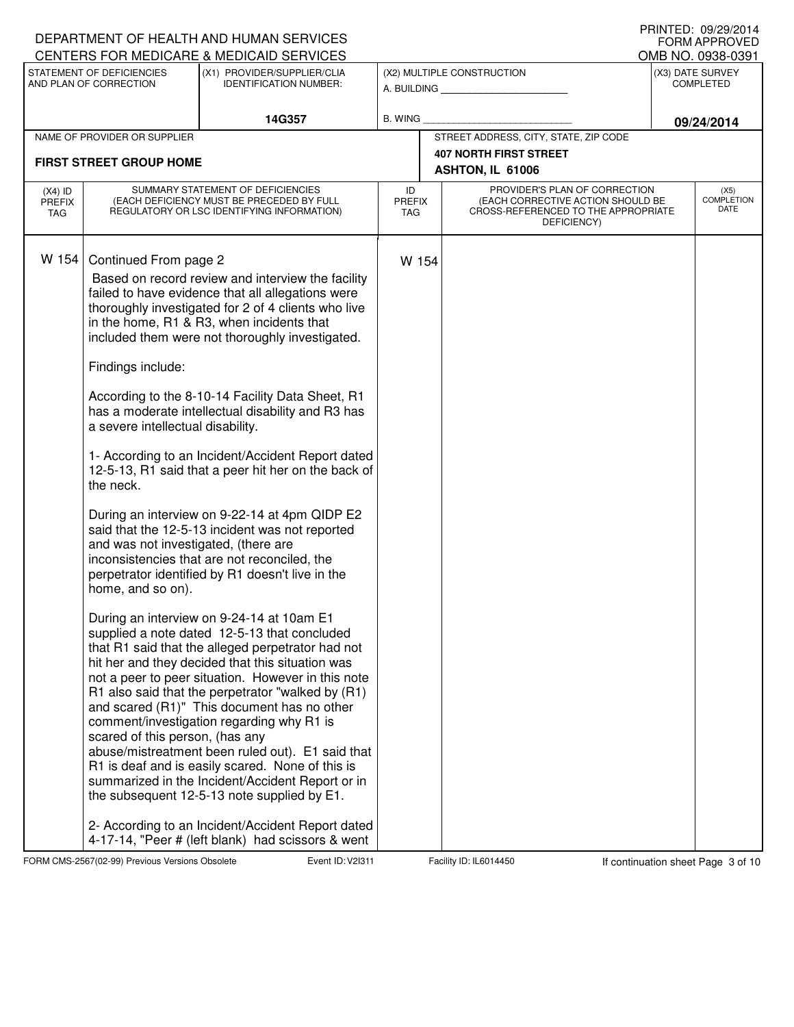DEPARTMENT OF HEALTH AND HUMAN SERVICES
CENTERS FOR MEDICARE & MEDICAID SERVICES

PRINTED: 09/29/2014
FORM APPROVED
OMB NO. 0938-0391

| STATEMENT OF DEFICIENCIES AND PLAN OF CORRECTION | (X1) PROVIDER/SUPPLIER/CLIA IDENTIFICATION NUMBER: | (X2) MULTIPLE CONSTRUCTION | (X3) DATE SURVEY COMPLETED |
|---|---|---|---|
| | 14G357 | A. BUILDING ______ B. WING ______ | 09/24/2014 |

| NAME OF PROVIDER OR SUPPLIER | STREET ADDRESS, CITY, STATE, ZIP CODE |
|---|---|
| FIRST STREET GROUP HOME | 407 NORTH FIRST STREET ASHTON, IL 61006 |

| (X4) ID PREFIX TAG | SUMMARY STATEMENT OF DEFICIENCIES (EACH DEFICIENCY MUST BE PRECEDED BY FULL REGULATORY OR LSC IDENTIFYING INFORMATION) | ID PREFIX TAG | PROVIDER'S PLAN OF CORRECTION (EACH CORRECTIVE ACTION SHOULD BE CROSS-REFERENCED TO THE APPROPRIATE DEFICIENCY) | (X5) COMPLETION DATE |
|---|---|---|---|---|
| W 154 | Continued From page 2 | W 154 | | |

Based on record review and interview the facility failed to have evidence that all allegations were thoroughly investigated for 2 of 4 clients who live in the home, R1 & R3, when incidents that included them were not thoroughly investigated.

Findings include:

According to the 8-10-14 Facility Data Sheet, R1 has a moderate intellectual disability and R3 has a severe intellectual disability.

1- According to an Incident/Accident Report dated 12-5-13, R1 said that a peer hit her on the back of the neck.

During an interview on 9-22-14 at 4pm QIDP E2 said that the 12-5-13 incident was not reported and was not investigated, (there are inconsistencies that are not reconciled, the perpetrator identified by R1 doesn't live in the home, and so on).

During an interview on 9-24-14 at 10am E1 supplied a note dated 12-5-13 that concluded that R1 said that the alleged perpetrator had not hit her and they decided that this situation was not a peer to peer situation. However in this note R1 also said that the perpetrator "walked by (R1) and scared (R1)" This document has no other comment/investigation regarding why R1 is scared of this person, (has any abuse/mistreatment been ruled out). E1 said that R1 is deaf and is easily scared. None of this is summarized in the Incident/Accident Report or in the subsequent 12-5-13 note supplied by E1.

2- According to an Incident/Accident Report dated 4-17-14, "Peer # (left blank) had scissors & went

FORM CMS-2567(02-99) Previous Versions Obsolete Event ID: V2I311 Facility ID: IL6014450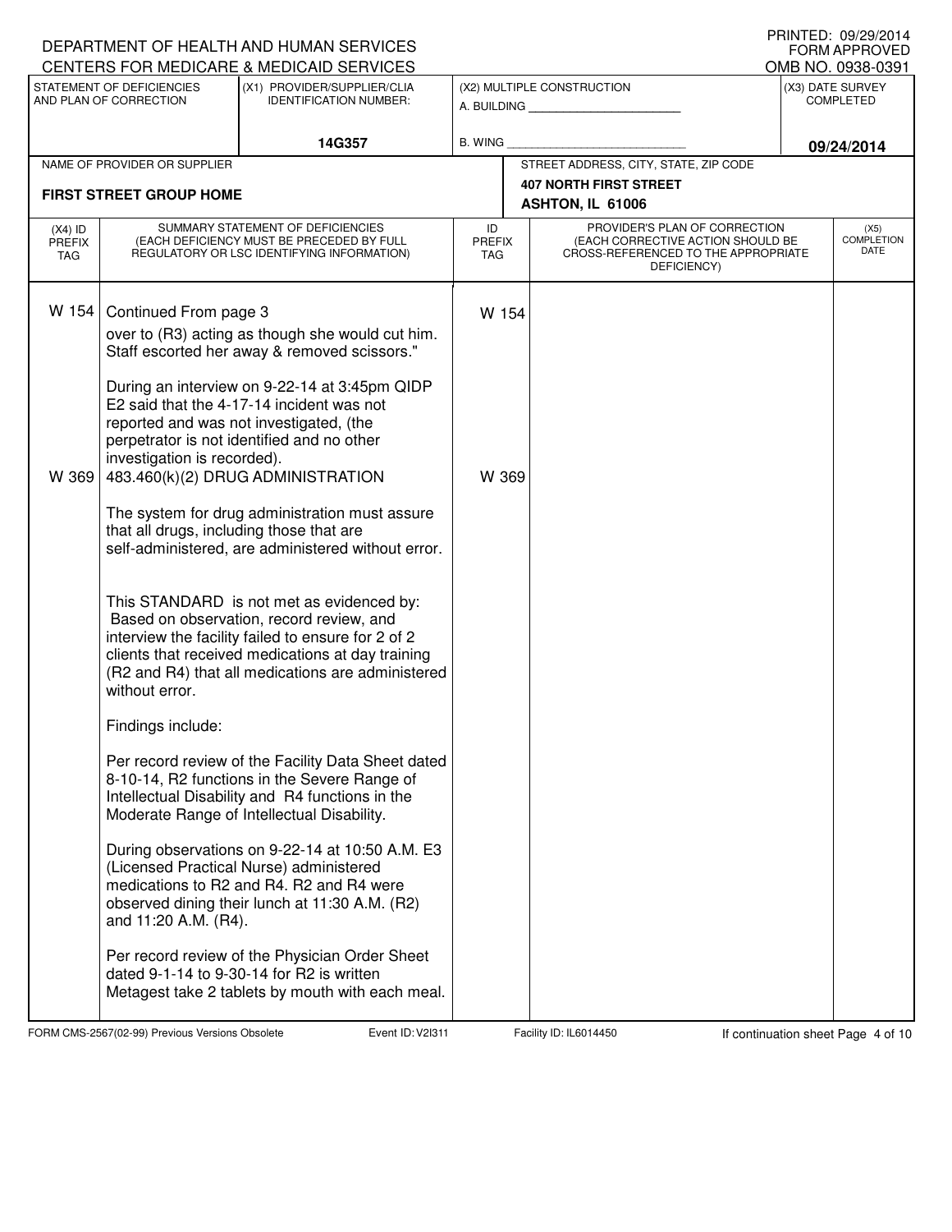DEPARTMENT OF HEALTH AND HUMAN SERVICES
CENTERS FOR MEDICARE & MEDICAID SERVICES

PRINTED: 09/29/2014
FORM APPROVED
OMB NO. 0938-0391

| STATEMENT OF DEFICIENCIES AND PLAN OF CORRECTION | (X1) PROVIDER/SUPPLIER/CLIA IDENTIFICATION NUMBER: | (X2) MULTIPLE CONSTRUCTION | (X3) DATE SURVEY COMPLETED |
|---|---|---|---|
| | 14G357 | A. BUILDING ______ B. WING ______ | 09/24/2014 |

| NAME OF PROVIDER OR SUPPLIER | STREET ADDRESS, CITY, STATE, ZIP CODE |
|---|---|
| FIRST STREET GROUP HOME | 407 NORTH FIRST STREET ASHTON, IL 61006 |

| (X4) ID PREFIX TAG | SUMMARY STATEMENT OF DEFICIENCIES (EACH DEFICIENCY MUST BE PRECEDED BY FULL REGULATORY OR LSC IDENTIFYING INFORMATION) | ID PREFIX TAG | PROVIDER'S PLAN OF CORRECTION (EACH CORRECTIVE ACTION SHOULD BE CROSS-REFERENCED TO THE APPROPRIATE DEFICIENCY) | (X5) COMPLETION DATE |
|---|---|---|---|---|
| W 154 | Continued From page 3<br>over to (R3) acting as though she would cut him. Staff escorted her away & removed scissors."<br><br>During an interview on 9-22-14 at 3:45pm QIDP E2 said that the 4-17-14 incident was not reported and was not investigated, (the perpetrator is not identified and no other investigation is recorded). | W 154 | | |
| W 369 | 483.460(k)(2) DRUG ADMINISTRATION<br><br>The system for drug administration must assure that all drugs, including those that are self-administered, are administered without error.<br><br>This STANDARD is not met as evidenced by:<br>Based on observation, record review, and interview the facility failed to ensure for 2 of 2 clients that received medications at day training (R2 and R4) that all medications are administered without error.<br><br>Findings include:<br><br>Per record review of the Facility Data Sheet dated 8-10-14, R2 functions in the Severe Range of Intellectual Disability and R4 functions in the Moderate Range of Intellectual Disability.<br><br>During observations on 9-22-14 at 10:50 A.M. E3 (Licensed Practical Nurse) administered medications to R2 and R4. R2 and R4 were observed dining their lunch at 11:30 A.M. (R2) and 11:20 A.M. (R4).<br><br>Per record review of the Physician Order Sheet dated 9-1-14 to 9-30-14 for R2 is written Metagest take 2 tablets by mouth with each meal. | W 369 | | |

FORM CMS-2567(02-99) Previous Versions Obsolete Event ID: V2I311 Facility ID: IL6014450 If continuation sheet Page 4 of 10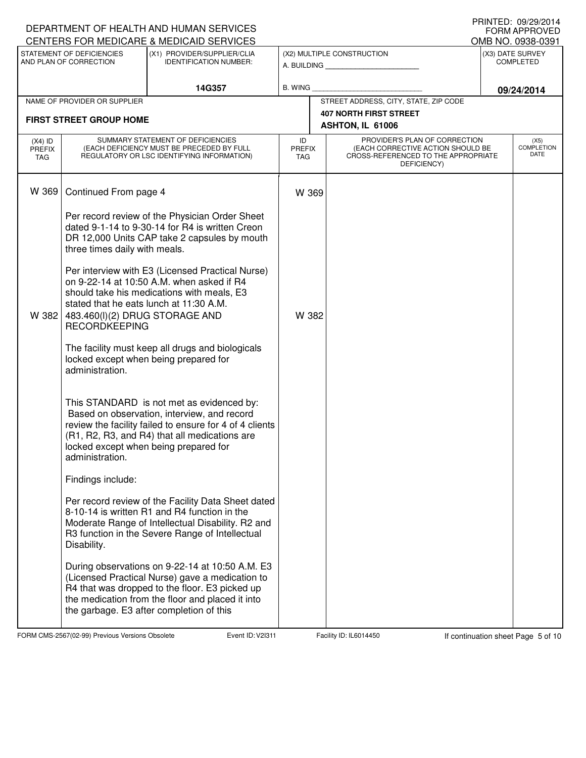DEPARTMENT OF HEALTH AND HUMAN SERVICES
CENTERS FOR MEDICARE & MEDICAID SERVICES

PRINTED: 09/29/2014
FORM APPROVED
OMB NO. 0938-0391

| STATEMENT OF DEFICIENCIES AND PLAN OF CORRECTION | (X1) PROVIDER/SUPPLIER/CLIA IDENTIFICATION NUMBER: | (X2) MULTIPLE CONSTRUCTION | (X3) DATE SURVEY COMPLETED |
|---|---|---|---|
| | 14G357 | A. BUILDING ______ B. WING ______ | 09/24/2014 |

| NAME OF PROVIDER OR SUPPLIER | STREET ADDRESS, CITY, STATE, ZIP CODE |
|---|---|
| FIRST STREET GROUP HOME | 407 NORTH FIRST STREET ASHTON, IL 61006 |

| (X4) ID PREFIX TAG | SUMMARY STATEMENT OF DEFICIENCIES (EACH DEFICIENCY MUST BE PRECEDED BY FULL REGULATORY OR LSC IDENTIFYING INFORMATION) | ID PREFIX TAG | PROVIDER'S PLAN OF CORRECTION (EACH CORRECTIVE ACTION SHOULD BE CROSS-REFERENCED TO THE APPROPRIATE DEFICIENCY) | (X5) COMPLETION DATE |
|---|---|---|---|---|
| W 369 | Continued From page 4<br><br>Per record review of the Physician Order Sheet dated 9-1-14 to 9-30-14 for R4 is written Creon DR 12,000 Units CAP take 2 capsules by mouth three times daily with meals.<br><br>Per interview with E3 (Licensed Practical Nurse) on 9-22-14 at 10:50 A.M. when asked if R4 should take his medications with meals, E3 stated that he eats lunch at 11:30 A.M. | W 369 | | |
| W 382 | 483.460(l)(2) DRUG STORAGE AND RECORDKEEPING<br><br>The facility must keep all drugs and biologicals locked except when being prepared for administration.<br><br>This STANDARD is not met as evidenced by:<br>Based on observation, interview, and record review the facility failed to ensure for 4 of 4 clients (R1, R2, R3, and R4) that all medications are locked except when being prepared for administration.<br><br>Findings include:<br><br>Per record review of the Facility Data Sheet dated 8-10-14 is written R1 and R4 function in the Moderate Range of Intellectual Disability. R2 and R3 function in the Severe Range of Intellectual Disability.<br><br>During observations on 9-22-14 at 10:50 A.M. E3 (Licensed Practical Nurse) gave a medication to R4 that was dropped to the floor. E3 picked up the medication from the floor and placed it into the garbage. E3 after completion of this | W 382 | | |

FORM CMS-2567(02-99) Previous Versions Obsolete Event ID: V2I311 Facility ID: IL6014450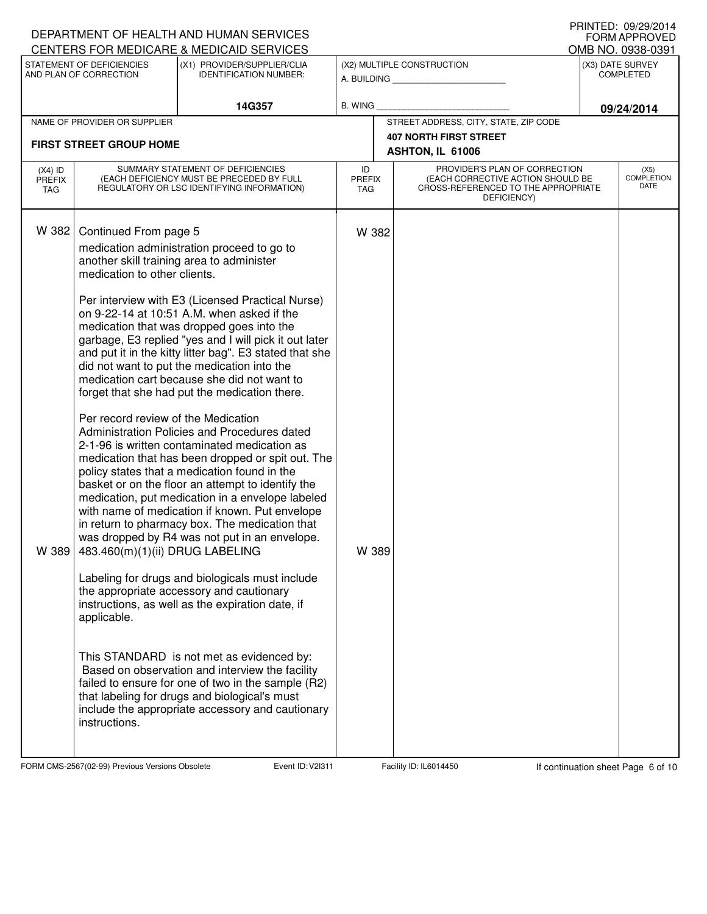DEPARTMENT OF HEALTH AND HUMAN SERVICES
CENTERS FOR MEDICARE & MEDICAID SERVICES

PRINTED: 09/29/2014
FORM APPROVED
OMB NO. 0938-0391

| STATEMENT OF DEFICIENCIES AND PLAN OF CORRECTION | (X1) PROVIDER/SUPPLIER/CLIA IDENTIFICATION NUMBER: | (X2) MULTIPLE CONSTRUCTION | (X3) DATE SURVEY COMPLETED |
|---|---|---|---|
| | 14G357 | A. BUILDING ______ B. WING ______ | 09/24/2014 |

| NAME OF PROVIDER OR SUPPLIER | STREET ADDRESS, CITY, STATE, ZIP CODE |
|---|---|
| FIRST STREET GROUP HOME | 407 NORTH FIRST STREET ASHTON, IL 61006 |

| (X4) ID PREFIX TAG | SUMMARY STATEMENT OF DEFICIENCIES (EACH DEFICIENCY MUST BE PRECEDED BY FULL REGULATORY OR LSC IDENTIFYING INFORMATION) | ID PREFIX TAG | PROVIDER'S PLAN OF CORRECTION (EACH CORRECTIVE ACTION SHOULD BE CROSS-REFERENCED TO THE APPROPRIATE DEFICIENCY) | (X5) COMPLETION DATE |
|---|---|---|---|---|
| W 382 | Continued From page 5<br>medication administration proceed to go to another skill training area to administer medication to other clients.<br><br>Per interview with E3 (Licensed Practical Nurse) on 9-22-14 at 10:51 A.M. when asked if the medication that was dropped goes into the garbage, E3 replied "yes and I will pick it out later and put it in the kitty litter bag". E3 stated that she did not want to put the medication into the medication cart because she did not want to forget that she had put the medication there.<br><br>Per record review of the Medication Administration Policies and Procedures dated 2-1-96 is written contaminated medication as medication that has been dropped or spit out. The policy states that a medication found in the basket or on the floor an attempt to identify the medication, put medication in a envelope labeled with name of medication if known. Put envelope in return to pharmacy box. The medication that was dropped by R4 was not put in an envelope. | W 382 | | |
| W 389 | 483.460(m)(1)(ii) DRUG LABELING<br><br>Labeling for drugs and biologicals must include the appropriate accessory and cautionary instructions, as well as the expiration date, if applicable.<br><br><br>This STANDARD is not met as evidenced by:<br>Based on observation and interview the facility failed to ensure for one of two in the sample (R2) that labeling for drugs and biological's must include the appropriate accessory and cautionary instructions. | W 389 | | |

FORM CMS-2567(02-99) Previous Versions Obsolete Event ID: V2I311 Facility ID: IL6014450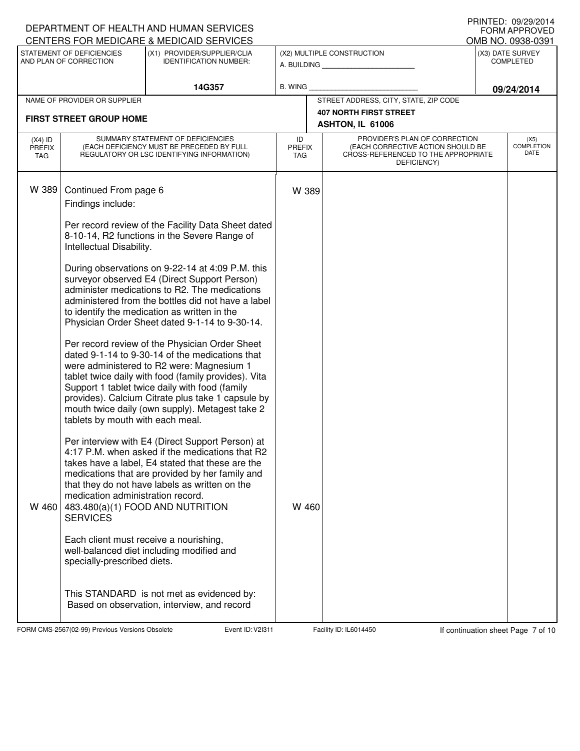DEPARTMENT OF HEALTH AND HUMAN SERVICES
CENTERS FOR MEDICARE & MEDICAID SERVICES

PRINTED: 09/29/2014
FORM APPROVED
OMB NO. 0938-0391

| STATEMENT OF DEFICIENCIES AND PLAN OF CORRECTION | (X1) PROVIDER/SUPPLIER/CLIA IDENTIFICATION NUMBER: | (X2) MULTIPLE CONSTRUCTION | (X3) DATE SURVEY COMPLETED |
|---|---|---|---|
| | 14G357 | A. BUILDING ______ B. WING ______ | 09/24/2014 |

| NAME OF PROVIDER OR SUPPLIER | STREET ADDRESS, CITY, STATE, ZIP CODE |
|---|---|
| FIRST STREET GROUP HOME | 407 NORTH FIRST STREET ASHTON, IL 61006 |

| (X4) ID PREFIX TAG | SUMMARY STATEMENT OF DEFICIENCIES (EACH DEFICIENCY MUST BE PRECEDED BY FULL REGULATORY OR LSC IDENTIFYING INFORMATION) | ID PREFIX TAG | PROVIDER'S PLAN OF CORRECTION (EACH CORRECTIVE ACTION SHOULD BE CROSS-REFERENCED TO THE APPROPRIATE DEFICIENCY) | (X5) COMPLETION DATE |
|---|---|---|---|---|
| W 389 | Continued From page 6<br>Findings include:<br><br>Per record review of the Facility Data Sheet dated 8-10-14, R2 functions in the Severe Range of Intellectual Disability.<br><br>During observations on 9-22-14 at 4:09 P.M. this surveyor observed E4 (Direct Support Person) administer medications to R2. The medications administered from the bottles did not have a label to identify the medication as written in the Physician Order Sheet dated 9-1-14 to 9-30-14.<br><br>Per record review of the Physician Order Sheet dated 9-1-14 to 9-30-14 of the medications that were administered to R2 were: Magnesium 1 tablet twice daily with food (family provides). Vita Support 1 tablet twice daily with food (family provides). Calcium Citrate plus take 1 capsule by mouth twice daily (own supply). Metagest take 2 tablets by mouth with each meal.<br><br>Per interview with E4 (Direct Support Person) at 4:17 P.M. when asked if the medications that R2 takes have a label, E4 stated that these are the medications that are provided by her family and that they do not have labels as written on the medication administration record. | W 389 | | |
| W 460 | 483.480(a)(1) FOOD AND NUTRITION SERVICES<br><br>Each client must receive a nourishing, well-balanced diet including modified and specially-prescribed diets.<br><br>This STANDARD is not met as evidenced by:<br>Based on observation, interview, and record | W 460 | | |

FORM CMS-2567(02-99) Previous Versions Obsolete Event ID: V2I311 Facility ID: IL6014450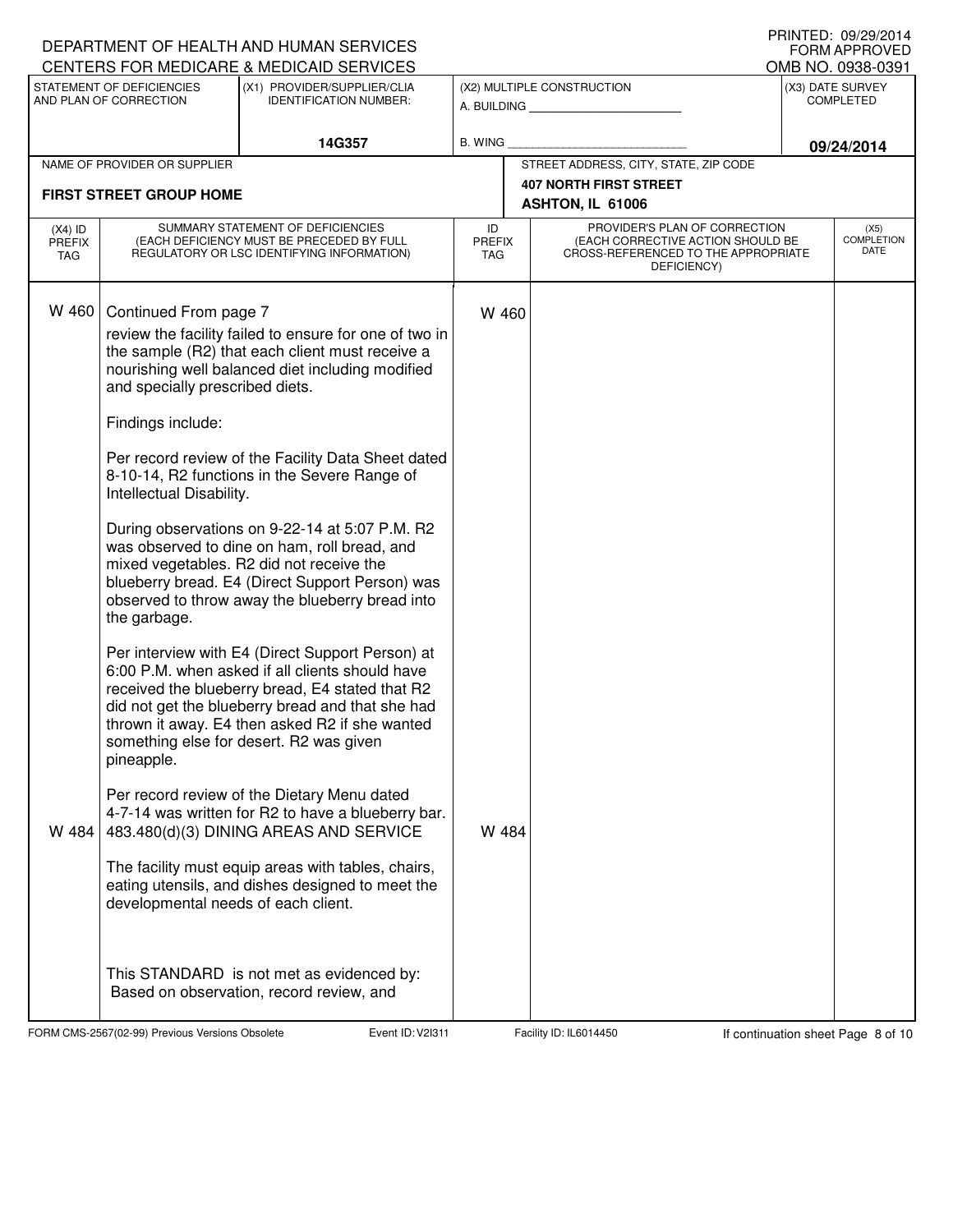DEPARTMENT OF HEALTH AND HUMAN SERVICES
CENTERS FOR MEDICARE & MEDICAID SERVICES

PRINTED: 09/29/2014
FORM APPROVED
OMB NO. 0938-0391

| STATEMENT OF DEFICIENCIES AND PLAN OF CORRECTION | (X1) PROVIDER/SUPPLIER/CLIA IDENTIFICATION NUMBER: | (X2) MULTIPLE CONSTRUCTION | (X3) DATE SURVEY COMPLETED |
|---|---|---|---|
| | 14G357 | A. BUILDING ______ B. WING ______ | 09/24/2014 |

| NAME OF PROVIDER OR SUPPLIER | STREET ADDRESS, CITY, STATE, ZIP CODE |
|---|---|
| FIRST STREET GROUP HOME | 407 NORTH FIRST STREET ASHTON, IL 61006 |

| (X4) ID PREFIX TAG | SUMMARY STATEMENT OF DEFICIENCIES (EACH DEFICIENCY MUST BE PRECEDED BY FULL REGULATORY OR LSC IDENTIFYING INFORMATION) | ID PREFIX TAG | PROVIDER'S PLAN OF CORRECTION (EACH CORRECTIVE ACTION SHOULD BE CROSS-REFERENCED TO THE APPROPRIATE DEFICIENCY) | (X5) COMPLETION DATE |
|---|---|---|---|---|
| W 460 | Continued From page 7<br>review the facility failed to ensure for one of two in the sample (R2) that each client must receive a nourishing well balanced diet including modified and specially prescribed diets.<br><br>Findings include:<br><br>Per record review of the Facility Data Sheet dated 8-10-14, R2 functions in the Severe Range of Intellectual Disability.<br><br>During observations on 9-22-14 at 5:07 P.M. R2 was observed to dine on ham, roll bread, and mixed vegetables. R2 did not receive the blueberry bread. E4 (Direct Support Person) was observed to throw away the blueberry bread into the garbage.<br><br>Per interview with E4 (Direct Support Person) at 6:00 P.M. when asked if all clients should have received the blueberry bread, E4 stated that R2 did not get the blueberry bread and that she had thrown it away. E4 then asked R2 if she wanted something else for desert. R2 was given pineapple.<br><br>Per record review of the Dietary Menu dated 4-7-14 was written for R2 to have a blueberry bar. | W 460 | | |
| W 484 | 483.480(d)(3) DINING AREAS AND SERVICE<br><br>The facility must equip areas with tables, chairs, eating utensils, and dishes designed to meet the developmental needs of each client.<br><br><br>This STANDARD is not met as evidenced by:<br>Based on observation, record review, and | W 484 | | |

FORM CMS-2567(02-99) Previous Versions Obsolete    Event ID: V2I311    Facility ID: IL6014450    If continuation sheet Page 8 of 10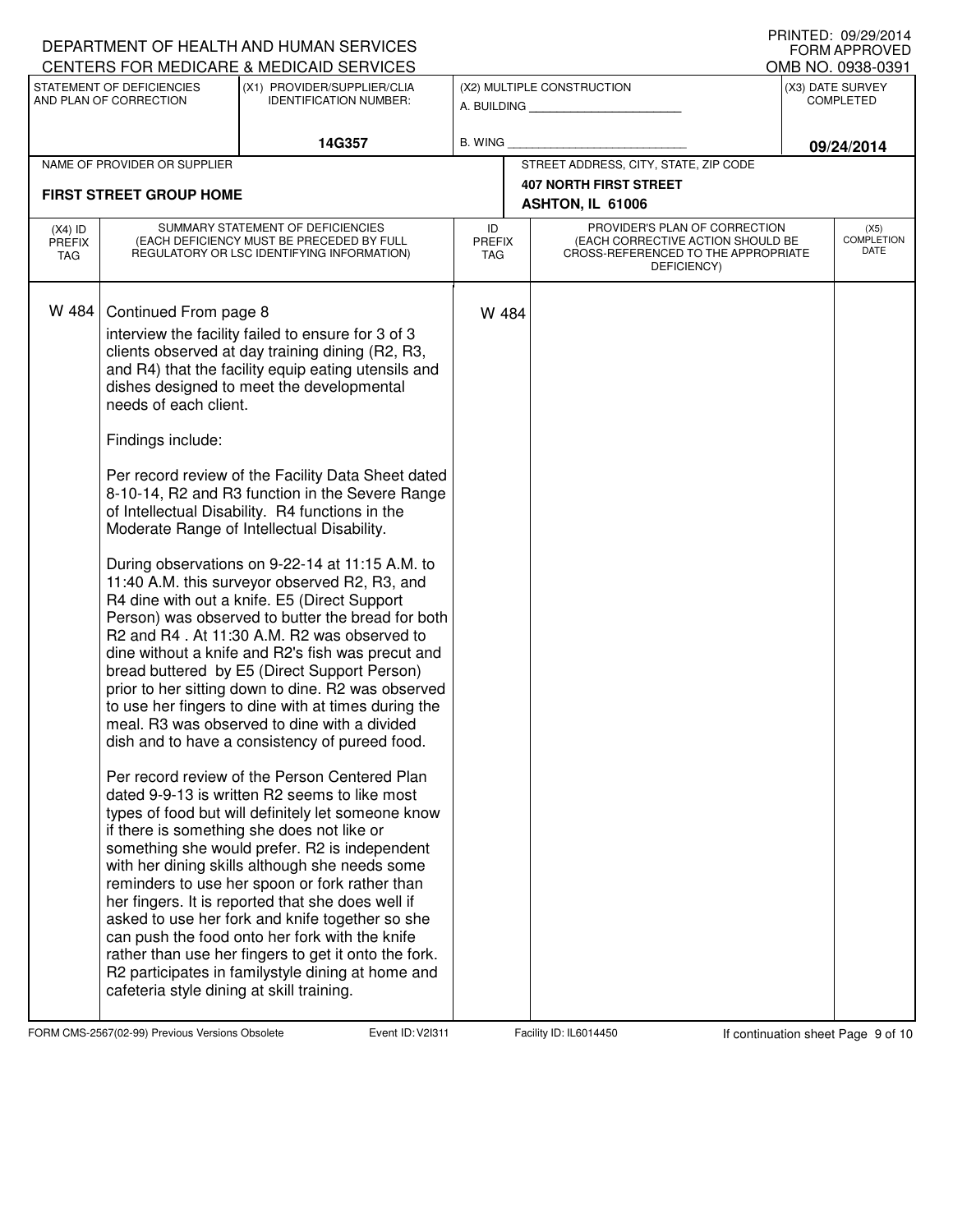DEPARTMENT OF HEALTH AND HUMAN SERVICES
CENTERS FOR MEDICARE & MEDICAID SERVICES

PRINTED: 09/29/2014
FORM APPROVED
OMB NO. 0938-0391

| STATEMENT OF DEFICIENCIES AND PLAN OF CORRECTION | (X1) PROVIDER/SUPPLIER/CLIA IDENTIFICATION NUMBER: | (X2) MULTIPLE CONSTRUCTION | (X3) DATE SURVEY COMPLETED |
|---|---|---|---|
| | 14G357 | A. BUILDING ______ B. WING ______ | 09/24/2014 |

| NAME OF PROVIDER OR SUPPLIER | STREET ADDRESS, CITY, STATE, ZIP CODE |
|---|---|
| FIRST STREET GROUP HOME | 407 NORTH FIRST STREET ASHTON, IL 61006 |

| (X4) ID PREFIX TAG | SUMMARY STATEMENT OF DEFICIENCIES (EACH DEFICIENCY MUST BE PRECEDED BY FULL REGULATORY OR LSC IDENTIFYING INFORMATION) | ID PREFIX TAG | PROVIDER'S PLAN OF CORRECTION (EACH CORRECTIVE ACTION SHOULD BE CROSS-REFERENCED TO THE APPROPRIATE DEFICIENCY) | (X5) COMPLETION DATE |
|---|---|---|---|---|
| W 484 | Continued From page 8 | W 484 | | |

interview the facility failed to ensure for 3 of 3 clients observed at day training dining (R2, R3, and R4) that the facility equip eating utensils and dishes designed to meet the developmental needs of each client.

Findings include:

Per record review of the Facility Data Sheet dated 8-10-14, R2 and R3 function in the Severe Range of Intellectual Disability. R4 functions in the Moderate Range of Intellectual Disability.

During observations on 9-22-14 at 11:15 A.M. to 11:40 A.M. this surveyor observed R2, R3, and R4 dine with out a knife. E5 (Direct Support Person) was observed to butter the bread for both R2 and R4 . At 11:30 A.M. R2 was observed to dine without a knife and R2's fish was precut and bread buttered by E5 (Direct Support Person) prior to her sitting down to dine. R2 was observed to use her fingers to dine with at times during the meal. R3 was observed to dine with a divided dish and to have a consistency of pureed food.

Per record review of the Person Centered Plan dated 9-9-13 is written R2 seems to like most types of food but will definitely let someone know if there is something she does not like or something she would prefer. R2 is independent with her dining skills although she needs some reminders to use her spoon or fork rather than her fingers. It is reported that she does well if asked to use her fork and knife together so she can push the food onto her fork with the knife rather than use her fingers to get it onto the fork. R2 participates in familystyle dining at home and cafeteria style dining at skill training.

FORM CMS-2567(02-99) Previous Versions Obsolete Event ID: V2I311 Facility ID: IL6014450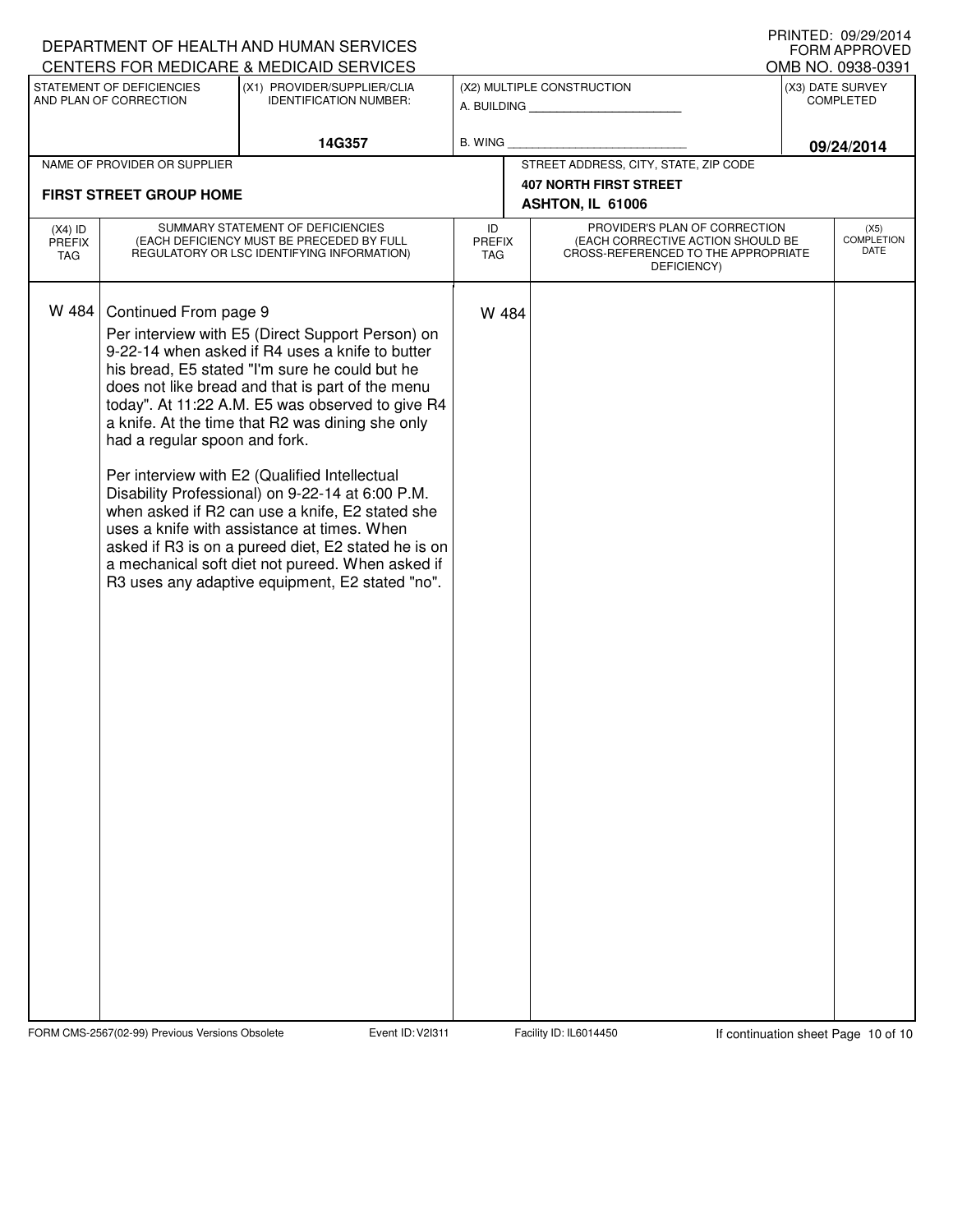DEPARTMENT OF HEALTH AND HUMAN SERVICES
CENTERS FOR MEDICARE & MEDICAID SERVICES

PRINTED: 09/29/2014
FORM APPROVED
OMB NO. 0938-0391

| STATEMENT OF DEFICIENCIES AND PLAN OF CORRECTION | (X1) PROVIDER/SUPPLIER/CLIA IDENTIFICATION NUMBER: | (X2) MULTIPLE CONSTRUCTION | (X3) DATE SURVEY COMPLETED |
|---|---|---|---|
| | 14G357 | A. BUILDING ______ B. WING ______ | 09/24/2014 |

| NAME OF PROVIDER OR SUPPLIER | STREET ADDRESS, CITY, STATE, ZIP CODE |
|---|---|
| **FIRST STREET GROUP HOME** | **407 NORTH FIRST STREET ASHTON, IL 61006** |

| (X4) ID PREFIX TAG | SUMMARY STATEMENT OF DEFICIENCIES (EACH DEFICIENCY MUST BE PRECEDED BY FULL REGULATORY OR LSC IDENTIFYING INFORMATION) | ID PREFIX TAG | PROVIDER'S PLAN OF CORRECTION (EACH CORRECTIVE ACTION SHOULD BE CROSS-REFERENCED TO THE APPROPRIATE DEFICIENCY) | (X5) COMPLETION DATE |
|---|---|---|---|---|
| W 484 | Continued From page 9<br>Per interview with E5 (Direct Support Person) on 9-22-14 when asked if R4 uses a knife to butter his bread, E5 stated "I'm sure he could but he does not like bread and that is part of the menu today". At 11:22 A.M. E5 was observed to give R4 a knife. At the time that R2 was dining she only had a regular spoon and fork.<br><br>Per interview with E2 (Qualified Intellectual Disability Professional) on 9-22-14 at 6:00 P.M. when asked if R2 can use a knife, E2 stated she uses a knife with assistance at times. When asked if R3 is on a pureed diet, E2 stated he is on a mechanical soft diet not pureed. When asked if R3 uses any adaptive equipment, E2 stated "no". | W 484 | | |

FORM CMS-2567(02-99) Previous Versions Obsolete Event ID: V2I311 Facility ID: IL6014450